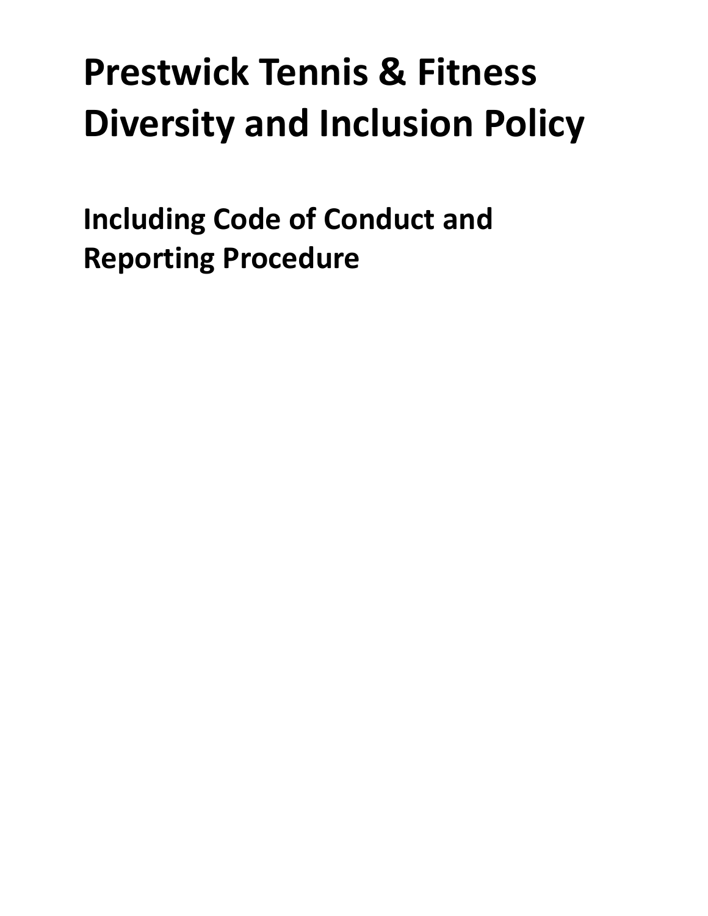# Prestwick Tennis & Fitness Diversity and Inclusion Policy

## Including Code of Conduct and Reporting Procedure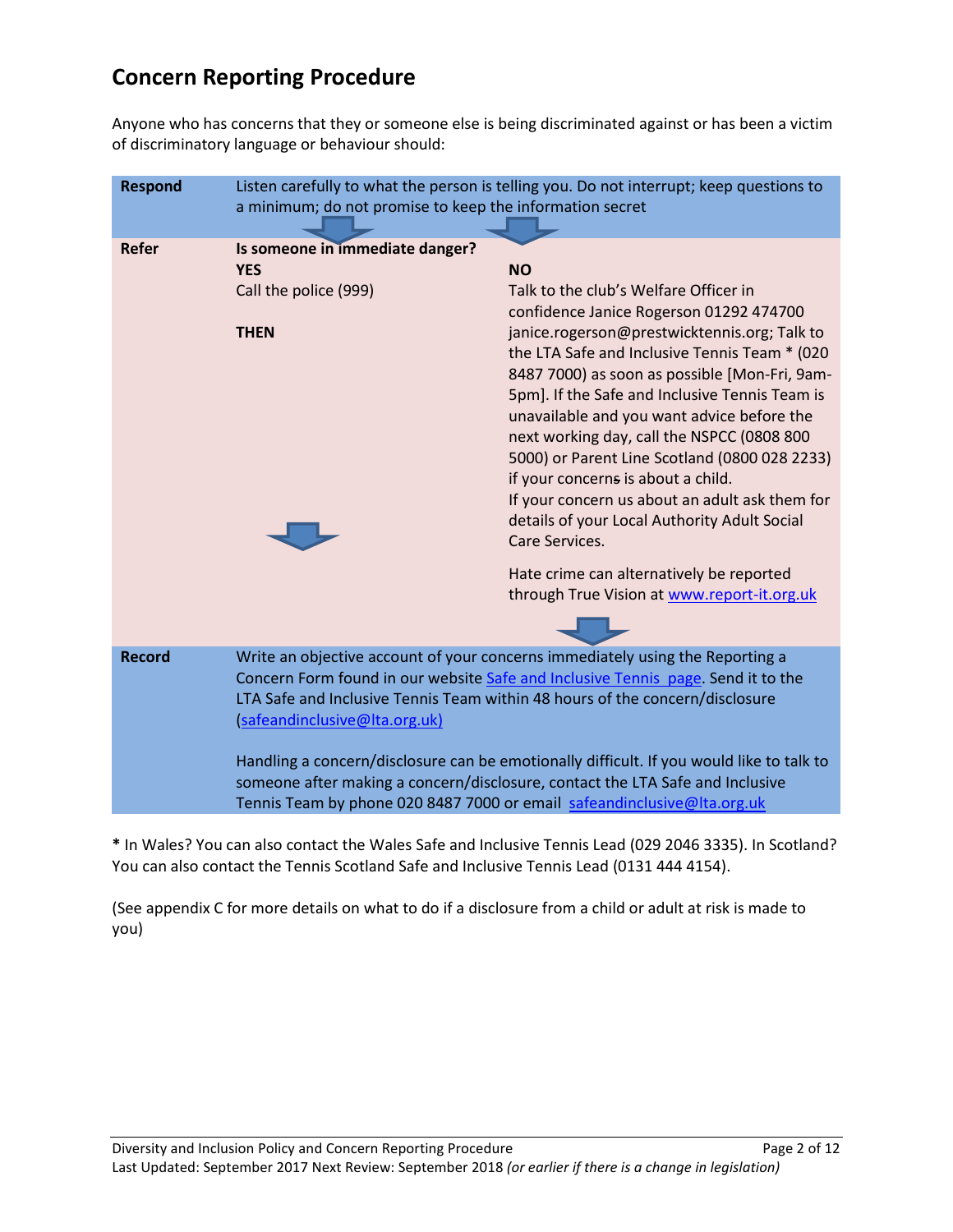## Concern Reporting Procedure

Anyone who has concerns that they or someone else is being discriminated against or has been a victim of discriminatory language or behaviour should:

| | | |
|---|---|---|
| **Respond** | Listen carefully to what the person is telling you. Do not interrupt; keep questions to a minimum; do not promise to keep the information secret | |
| **Refer** | **Is someone in immediate danger?**<br>**YES**<br>Call the police (999)<br><br>**THEN** | <br>**NO**<br>Talk to the club's Welfare Officer in confidence Janice Rogerson 01292 474700 janice.rogerson@prestwicktennis.org; Talk to the LTA Safe and Inclusive Tennis Team * (020 8487 7000) as soon as possible [Mon-Fri, 9am-5pm]. If the Safe and Inclusive Tennis Team is unavailable and you want advice before the next working day, call the NSPCC (0808 800 5000) or Parent Line Scotland (0800 028 2233) if your concerns is about a child.<br>If your concern us about an adult ask them for details of your Local Authority Adult Social Care Services.<br><br>Hate crime can alternatively be reported through True Vision at www.report-it.org.uk |
| **Record** | Write an objective account of your concerns immediately using the Reporting a Concern Form found in our website Safe and Inclusive Tennis page. Send it to the LTA Safe and Inclusive Tennis Team within 48 hours of the concern/disclosure (safeandinclusive@lta.org.uk)<br><br>Handling a concern/disclosure can be emotionally difficult. If you would like to talk to someone after making a concern/disclosure, contact the LTA Safe and Inclusive Tennis Team by phone 020 8487 7000 or email safeandinclusive@lta.org.uk | |

**\*** In Wales? You can also contact the Wales Safe and Inclusive Tennis Lead (029 2046 3335). In Scotland? You can also contact the Tennis Scotland Safe and Inclusive Tennis Lead (0131 444 4154).

(See appendix C for more details on what to do if a disclosure from a child or adult at risk is made to you)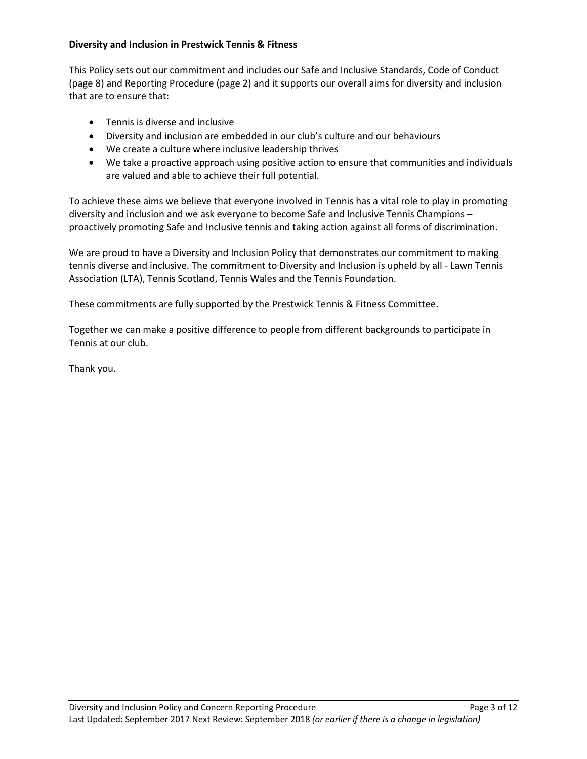**Diversity and Inclusion in Prestwick Tennis & Fitness**

This Policy sets out our commitment and includes our Safe and Inclusive Standards, Code of Conduct (page 8) and Reporting Procedure (page 2) and it supports our overall aims for diversity and inclusion that are to ensure that:

- Tennis is diverse and inclusive
- Diversity and inclusion are embedded in our club's culture and our behaviours
- We create a culture where inclusive leadership thrives
- We take a proactive approach using positive action to ensure that communities and individuals are valued and able to achieve their full potential.

To achieve these aims we believe that everyone involved in Tennis has a vital role to play in promoting diversity and inclusion and we ask everyone to become Safe and Inclusive Tennis Champions – proactively promoting Safe and Inclusive tennis and taking action against all forms of discrimination.

We are proud to have a Diversity and Inclusion Policy that demonstrates our commitment to making tennis diverse and inclusive. The commitment to Diversity and Inclusion is upheld by all - Lawn Tennis Association (LTA), Tennis Scotland, Tennis Wales and the Tennis Foundation.

These commitments are fully supported by the Prestwick Tennis & Fitness Committee.

Together we can make a positive difference to people from different backgrounds to participate in Tennis at our club.

Thank you.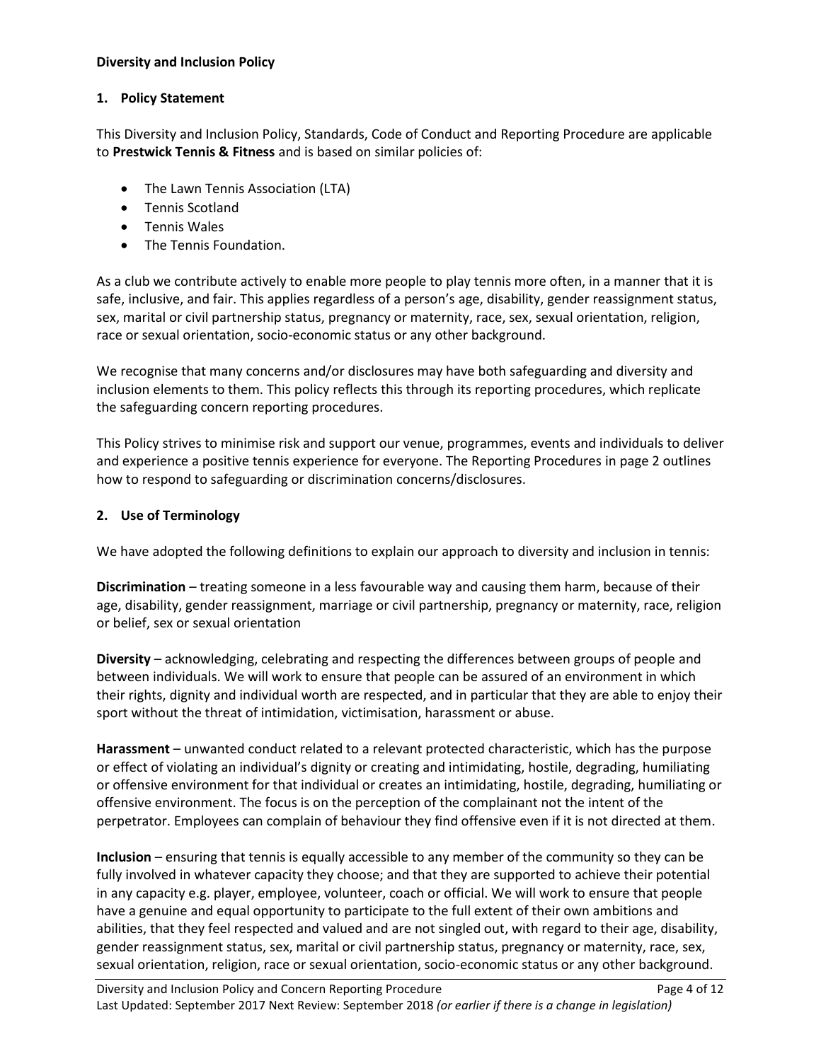**Diversity and Inclusion Policy**

## 1. Policy Statement

This Diversity and Inclusion Policy, Standards, Code of Conduct and Reporting Procedure are applicable to **Prestwick Tennis & Fitness** and is based on similar policies of:

- The Lawn Tennis Association (LTA)
- Tennis Scotland
- Tennis Wales
- The Tennis Foundation.

As a club we contribute actively to enable more people to play tennis more often, in a manner that it is safe, inclusive, and fair. This applies regardless of a person's age, disability, gender reassignment status, sex, marital or civil partnership status, pregnancy or maternity, race, sex, sexual orientation, religion, race or sexual orientation, socio-economic status or any other background.

We recognise that many concerns and/or disclosures may have both safeguarding and diversity and inclusion elements to them. This policy reflects this through its reporting procedures, which replicate the safeguarding concern reporting procedures.

This Policy strives to minimise risk and support our venue, programmes, events and individuals to deliver and experience a positive tennis experience for everyone. The Reporting Procedures in page 2 outlines how to respond to safeguarding or discrimination concerns/disclosures.

## 2. Use of Terminology

We have adopted the following definitions to explain our approach to diversity and inclusion in tennis:

**Discrimination** – treating someone in a less favourable way and causing them harm, because of their age, disability, gender reassignment, marriage or civil partnership, pregnancy or maternity, race, religion or belief, sex or sexual orientation

**Diversity** – acknowledging, celebrating and respecting the differences between groups of people and between individuals. We will work to ensure that people can be assured of an environment in which their rights, dignity and individual worth are respected, and in particular that they are able to enjoy their sport without the threat of intimidation, victimisation, harassment or abuse.

**Harassment** – unwanted conduct related to a relevant protected characteristic, which has the purpose or effect of violating an individual's dignity or creating and intimidating, hostile, degrading, humiliating or offensive environment for that individual or creates an intimidating, hostile, degrading, humiliating or offensive environment. The focus is on the perception of the complainant not the intent of the perpetrator. Employees can complain of behaviour they find offensive even if it is not directed at them.

**Inclusion** – ensuring that tennis is equally accessible to any member of the community so they can be fully involved in whatever capacity they choose; and that they are supported to achieve their potential in any capacity e.g. player, employee, volunteer, coach or official. We will work to ensure that people have a genuine and equal opportunity to participate to the full extent of their own ambitions and abilities, that they feel respected and valued and are not singled out, with regard to their age, disability, gender reassignment status, sex, marital or civil partnership status, pregnancy or maternity, race, sex, sexual orientation, religion, race or sexual orientation, socio-economic status or any other background.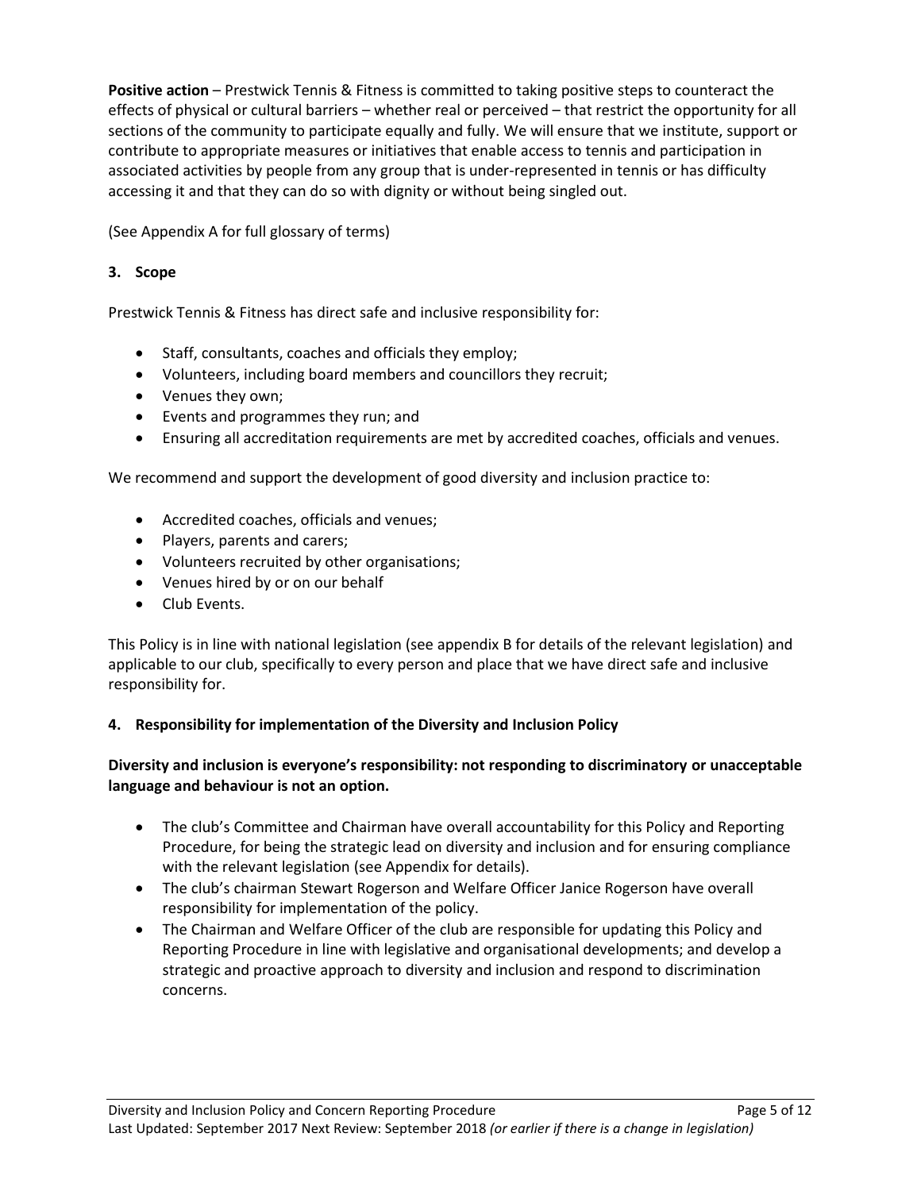**Positive action** – Prestwick Tennis & Fitness is committed to taking positive steps to counteract the effects of physical or cultural barriers – whether real or perceived – that restrict the opportunity for all sections of the community to participate equally and fully. We will ensure that we institute, support or contribute to appropriate measures or initiatives that enable access to tennis and participation in associated activities by people from any group that is under-represented in tennis or has difficulty accessing it and that they can do so with dignity or without being singled out.

(See Appendix A for full glossary of terms)

### 3. Scope

Prestwick Tennis & Fitness has direct safe and inclusive responsibility for:

- Staff, consultants, coaches and officials they employ;
- Volunteers, including board members and councillors they recruit;
- Venues they own;
- Events and programmes they run; and
- Ensuring all accreditation requirements are met by accredited coaches, officials and venues.

We recommend and support the development of good diversity and inclusion practice to:

- Accredited coaches, officials and venues;
- Players, parents and carers;
- Volunteers recruited by other organisations;
- Venues hired by or on our behalf
- Club Events.

This Policy is in line with national legislation (see appendix B for details of the relevant legislation) and applicable to our club, specifically to every person and place that we have direct safe and inclusive responsibility for.

### 4. Responsibility for implementation of the Diversity and Inclusion Policy

**Diversity and inclusion is everyone's responsibility: not responding to discriminatory or unacceptable language and behaviour is not an option.**

- The club's Committee and Chairman have overall accountability for this Policy and Reporting Procedure, for being the strategic lead on diversity and inclusion and for ensuring compliance with the relevant legislation (see Appendix for details).
- The club's chairman Stewart Rogerson and Welfare Officer Janice Rogerson have overall responsibility for implementation of the policy.
- The Chairman and Welfare Officer of the club are responsible for updating this Policy and Reporting Procedure in line with legislative and organisational developments; and develop a strategic and proactive approach to diversity and inclusion and respond to discrimination concerns.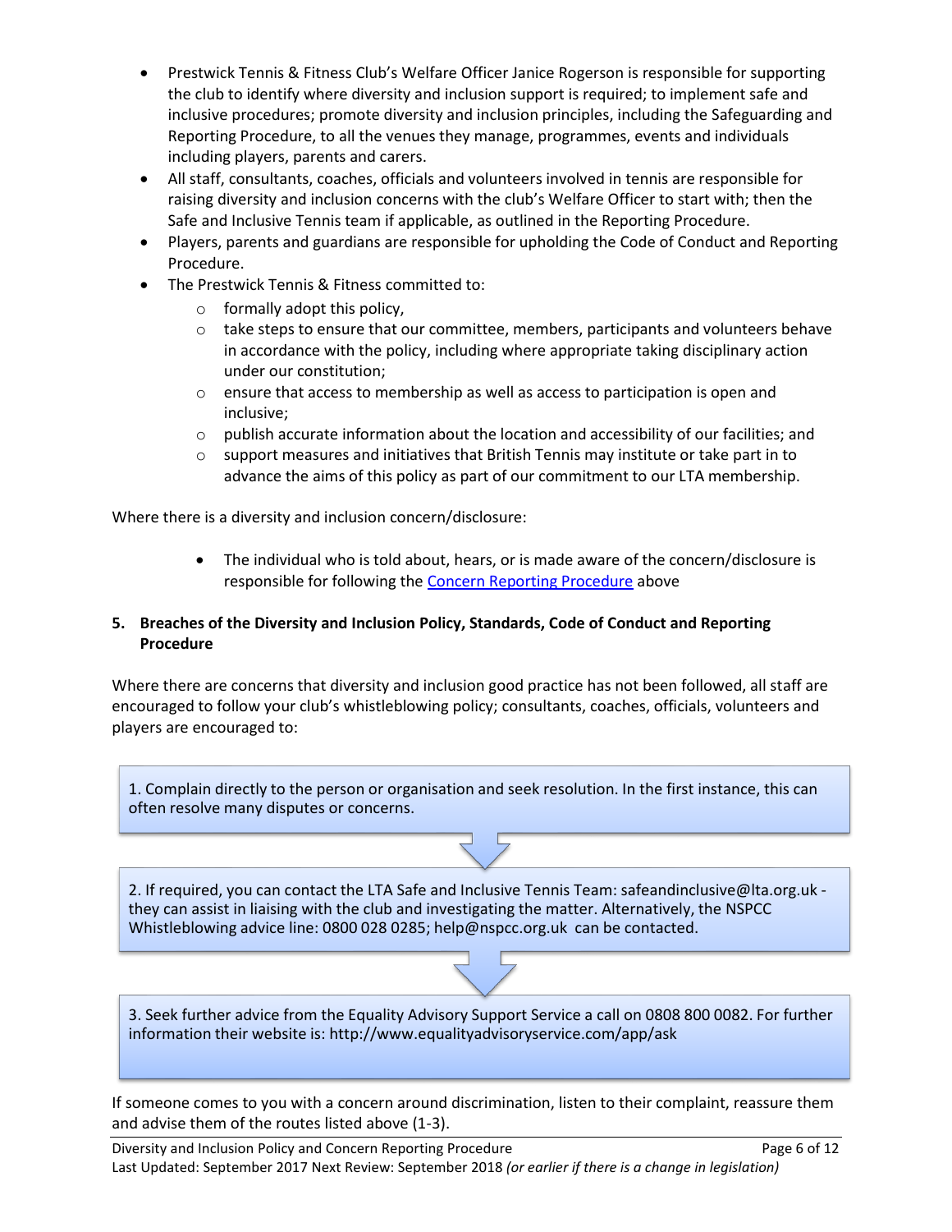- Prestwick Tennis & Fitness Club's Welfare Officer Janice Rogerson is responsible for supporting the club to identify where diversity and inclusion support is required; to implement safe and inclusive procedures; promote diversity and inclusion principles, including the Safeguarding and Reporting Procedure, to all the venues they manage, programmes, events and individuals including players, parents and carers.
- All staff, consultants, coaches, officials and volunteers involved in tennis are responsible for raising diversity and inclusion concerns with the club's Welfare Officer to start with; then the Safe and Inclusive Tennis team if applicable, as outlined in the Reporting Procedure.
- Players, parents and guardians are responsible for upholding the Code of Conduct and Reporting Procedure.
- The Prestwick Tennis & Fitness committed to:
    - formally adopt this policy,
    - take steps to ensure that our committee, members, participants and volunteers behave in accordance with the policy, including where appropriate taking disciplinary action under our constitution;
    - ensure that access to membership as well as access to participation is open and inclusive;
    - publish accurate information about the location and accessibility of our facilities; and
    - support measures and initiatives that British Tennis may institute or take part in to advance the aims of this policy as part of our commitment to our LTA membership.

Where there is a diversity and inclusion concern/disclosure:

- The individual who is told about, hears, or is made aware of the concern/disclosure is responsible for following the [Concern Reporting Procedure]() above

## 5. Breaches of the Diversity and Inclusion Policy, Standards, Code of Conduct and Reporting Procedure

Where there are concerns that diversity and inclusion good practice has not been followed, all staff are encouraged to follow your club's whistleblowing policy; consultants, coaches, officials, volunteers and players are encouraged to:

1. Complain directly to the person or organisation and seek resolution. In the first instance, this can often resolve many disputes or concerns.

2. If required, you can contact the LTA Safe and Inclusive Tennis Team: safeandinclusive@lta.org.uk - they can assist in liaising with the club and investigating the matter. Alternatively, the NSPCC Whistleblowing advice line: 0800 028 0285; help@nspcc.org.uk can be contacted.

3. Seek further advice from the Equality Advisory Support Service a call on 0808 800 0082. For further information their website is: http://www.equalityadvisoryservice.com/app/ask

If someone comes to you with a concern around discrimination, listen to their complaint, reassure them and advise them of the routes listed above (1-3).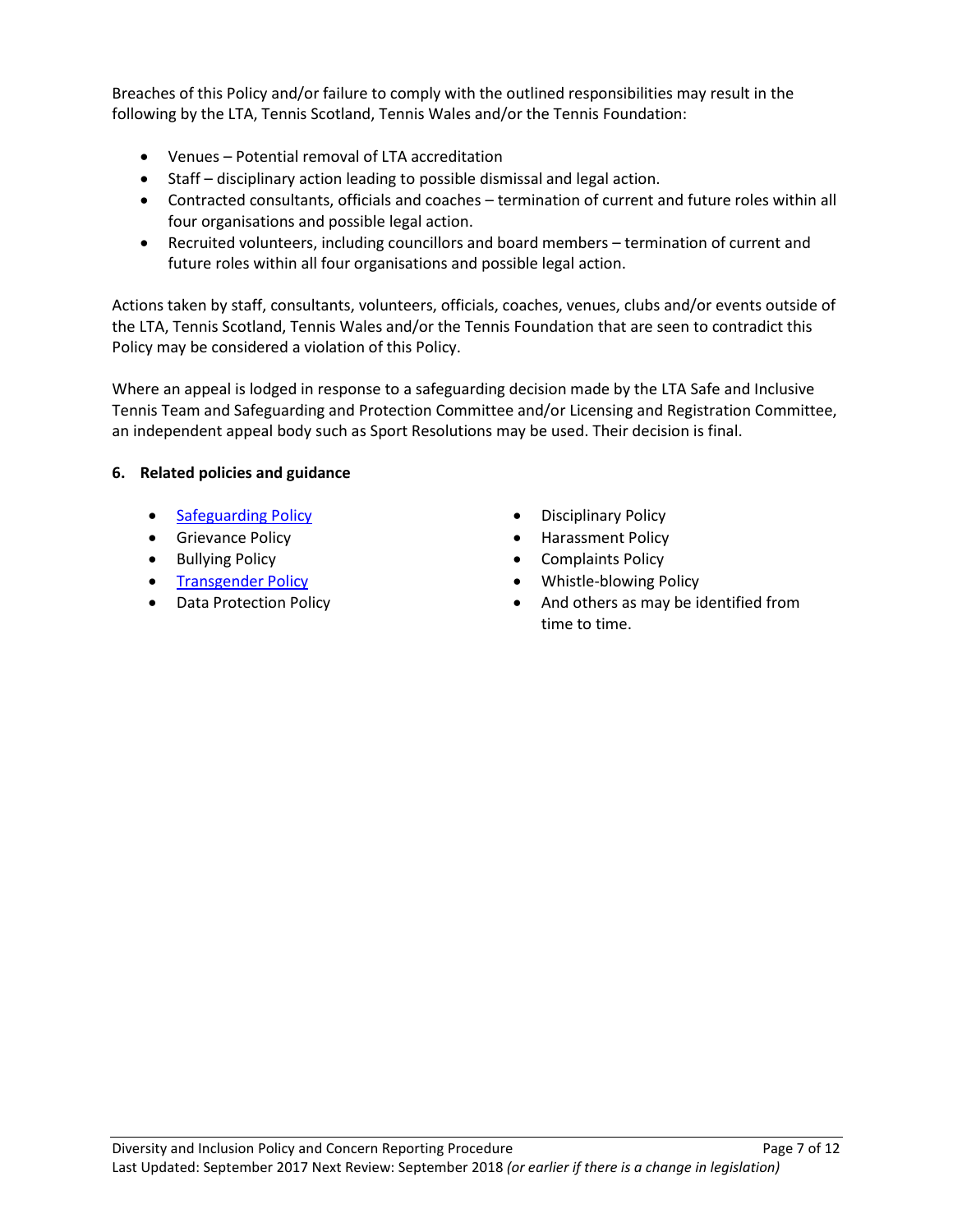Breaches of this Policy and/or failure to comply with the outlined responsibilities may result in the following by the LTA, Tennis Scotland, Tennis Wales and/or the Tennis Foundation:

- Venues – Potential removal of LTA accreditation
- Staff – disciplinary action leading to possible dismissal and legal action.
- Contracted consultants, officials and coaches – termination of current and future roles within all four organisations and possible legal action.
- Recruited volunteers, including councillors and board members – termination of current and future roles within all four organisations and possible legal action.

Actions taken by staff, consultants, volunteers, officials, coaches, venues, clubs and/or events outside of the LTA, Tennis Scotland, Tennis Wales and/or the Tennis Foundation that are seen to contradict this Policy may be considered a violation of this Policy.

Where an appeal is lodged in response to a safeguarding decision made by the LTA Safe and Inclusive Tennis Team and Safeguarding and Protection Committee and/or Licensing and Registration Committee, an independent appeal body such as Sport Resolutions may be used. Their decision is final.

**6. Related policies and guidance**

- Safeguarding Policy
- Grievance Policy
- Bullying Policy
- Transgender Policy
- Data Protection Policy
- Disciplinary Policy
- Harassment Policy
- Complaints Policy
- Whistle-blowing Policy
- And others as may be identified from time to time.

Diversity and Inclusion Policy and Concern Reporting Procedure
Last Updated: September 2017 Next Review: September 2018 *(or earlier if there is a change in legislation)*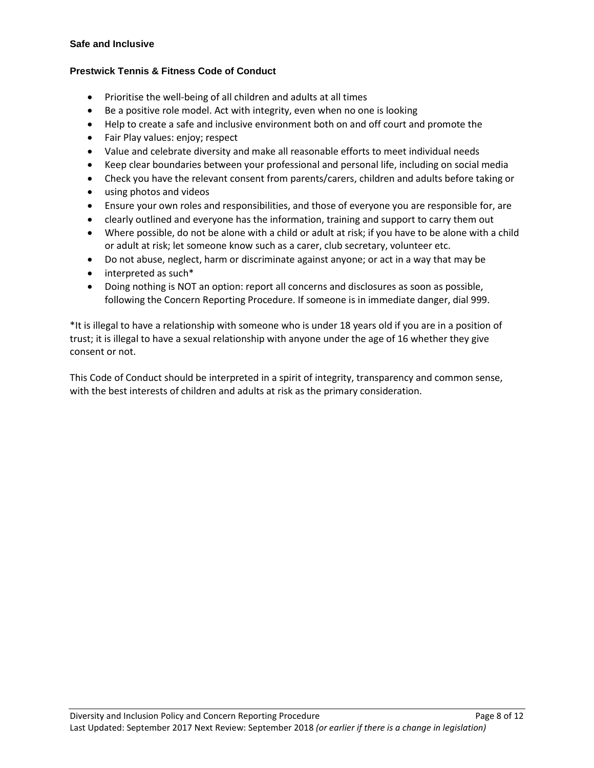**Safe and Inclusive**

**Prestwick Tennis & Fitness Code of Conduct**

- Prioritise the well-being of all children and adults at all times
- Be a positive role model. Act with integrity, even when no one is looking
- Help to create a safe and inclusive environment both on and off court and promote the
- Fair Play values: enjoy; respect
- Value and celebrate diversity and make all reasonable efforts to meet individual needs
- Keep clear boundaries between your professional and personal life, including on social media
- Check you have the relevant consent from parents/carers, children and adults before taking or
- using photos and videos
- Ensure your own roles and responsibilities, and those of everyone you are responsible for, are
- clearly outlined and everyone has the information, training and support to carry them out
- Where possible, do not be alone with a child or adult at risk; if you have to be alone with a child or adult at risk; let someone know such as a carer, club secretary, volunteer etc.
- Do not abuse, neglect, harm or discriminate against anyone; or act in a way that may be
- interpreted as such*
- Doing nothing is NOT an option: report all concerns and disclosures as soon as possible, following the Concern Reporting Procedure. If someone is in immediate danger, dial 999.

*It is illegal to have a relationship with someone who is under 18 years old if you are in a position of trust; it is illegal to have a sexual relationship with anyone under the age of 16 whether they give consent or not.

This Code of Conduct should be interpreted in a spirit of integrity, transparency and common sense, with the best interests of children and adults at risk as the primary consideration.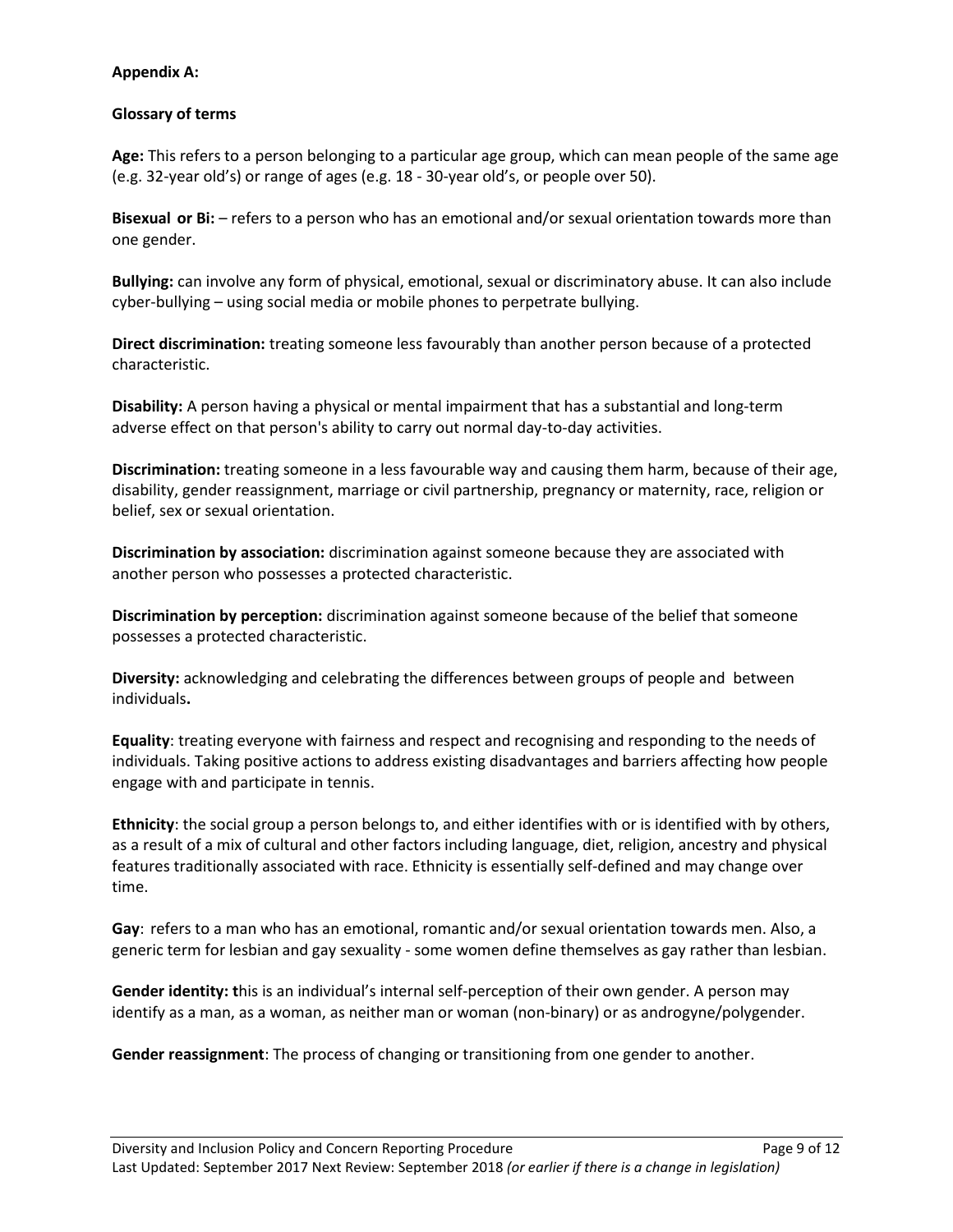**Appendix A:**

**Glossary of terms**

**Age:** This refers to a person belonging to a particular age group, which can mean people of the same age (e.g. 32-year old's) or range of ages (e.g. 18 - 30-year old's, or people over 50).

**Bisexual or Bi:** – refers to a person who has an emotional and/or sexual orientation towards more than one gender.

**Bullying:** can involve any form of physical, emotional, sexual or discriminatory abuse. It can also include cyber-bullying – using social media or mobile phones to perpetrate bullying.

**Direct discrimination:** treating someone less favourably than another person because of a protected characteristic.

**Disability:** A person having a physical or mental impairment that has a substantial and long-term adverse effect on that person's ability to carry out normal day-to-day activities.

**Discrimination:** treating someone in a less favourable way and causing them harm, because of their age, disability, gender reassignment, marriage or civil partnership, pregnancy or maternity, race, religion or belief, sex or sexual orientation.

**Discrimination by association:** discrimination against someone because they are associated with another person who possesses a protected characteristic.

**Discrimination by perception:** discrimination against someone because of the belief that someone possesses a protected characteristic.

**Diversity:** acknowledging and celebrating the differences between groups of people and between individuals**.**

**Equality**: treating everyone with fairness and respect and recognising and responding to the needs of individuals. Taking positive actions to address existing disadvantages and barriers affecting how people engage with and participate in tennis.

**Ethnicity**: the social group a person belongs to, and either identifies with or is identified with by others, as a result of a mix of cultural and other factors including language, diet, religion, ancestry and physical features traditionally associated with race. Ethnicity is essentially self-defined and may change over time.

**Gay**: refers to a man who has an emotional, romantic and/or sexual orientation towards men. Also, a generic term for lesbian and gay sexuality - some women define themselves as gay rather than lesbian.

**Gender identity: t**his is an individual's internal self-perception of their own gender. A person may identify as a man, as a woman, as neither man or woman (non-binary) or as androgyne/polygender.

**Gender reassignment**: The process of changing or transitioning from one gender to another.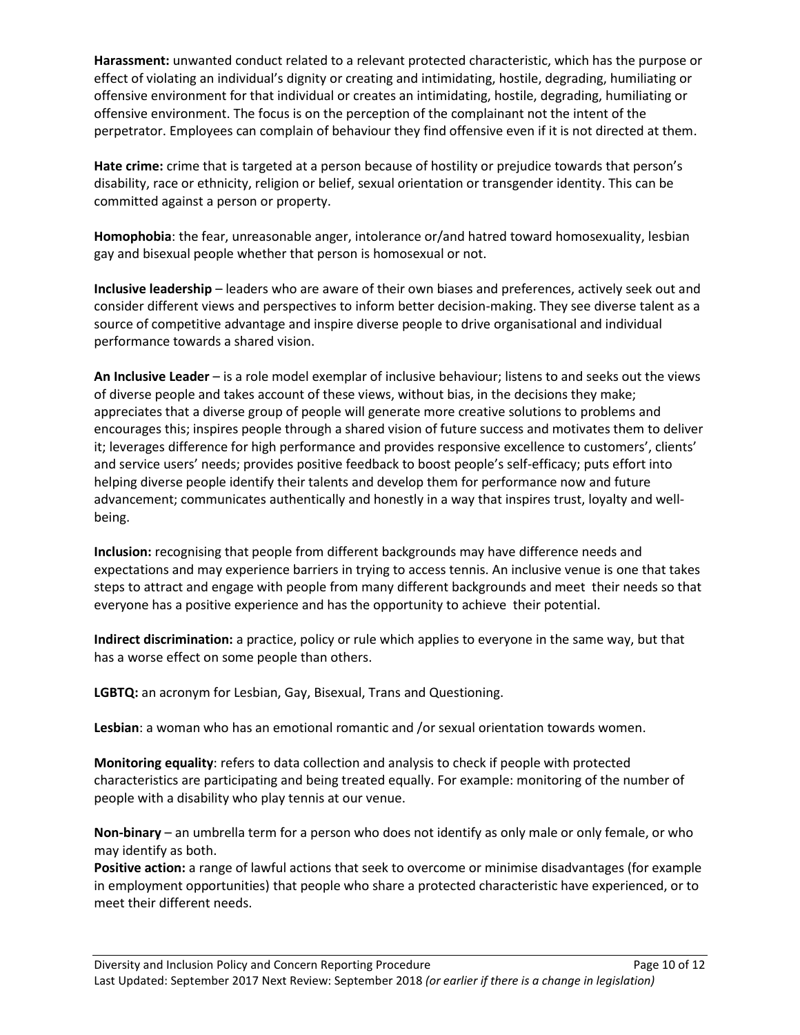**Harassment:** unwanted conduct related to a relevant protected characteristic, which has the purpose or effect of violating an individual's dignity or creating and intimidating, hostile, degrading, humiliating or offensive environment for that individual or creates an intimidating, hostile, degrading, humiliating or offensive environment. The focus is on the perception of the complainant not the intent of the perpetrator. Employees can complain of behaviour they find offensive even if it is not directed at them.

**Hate crime:** crime that is targeted at a person because of hostility or prejudice towards that person's disability, race or ethnicity, religion or belief, sexual orientation or transgender identity. This can be committed against a person or property.

**Homophobia**: the fear, unreasonable anger, intolerance or/and hatred toward homosexuality, lesbian gay and bisexual people whether that person is homosexual or not.

**Inclusive leadership** – leaders who are aware of their own biases and preferences, actively seek out and consider different views and perspectives to inform better decision-making. They see diverse talent as a source of competitive advantage and inspire diverse people to drive organisational and individual performance towards a shared vision.

**An Inclusive Leader** – is a role model exemplar of inclusive behaviour; listens to and seeks out the views of diverse people and takes account of these views, without bias, in the decisions they make; appreciates that a diverse group of people will generate more creative solutions to problems and encourages this; inspires people through a shared vision of future success and motivates them to deliver it; leverages difference for high performance and provides responsive excellence to customers', clients' and service users' needs; provides positive feedback to boost people's self-efficacy; puts effort into helping diverse people identify their talents and develop them for performance now and future advancement; communicates authentically and honestly in a way that inspires trust, loyalty and well-being.

**Inclusion:** recognising that people from different backgrounds may have difference needs and expectations and may experience barriers in trying to access tennis. An inclusive venue is one that takes steps to attract and engage with people from many different backgrounds and meet their needs so that everyone has a positive experience and has the opportunity to achieve their potential.

**Indirect discrimination:** a practice, policy or rule which applies to everyone in the same way, but that has a worse effect on some people than others.

**LGBTQ:** an acronym for Lesbian, Gay, Bisexual, Trans and Questioning.

**Lesbian**: a woman who has an emotional romantic and /or sexual orientation towards women.

**Monitoring equality**: refers to data collection and analysis to check if people with protected characteristics are participating and being treated equally. For example: monitoring of the number of people with a disability who play tennis at our venue.

**Non-binary** – an umbrella term for a person who does not identify as only male or only female, or who may identify as both.

**Positive action:** a range of lawful actions that seek to overcome or minimise disadvantages (for example in employment opportunities) that people who share a protected characteristic have experienced, or to meet their different needs.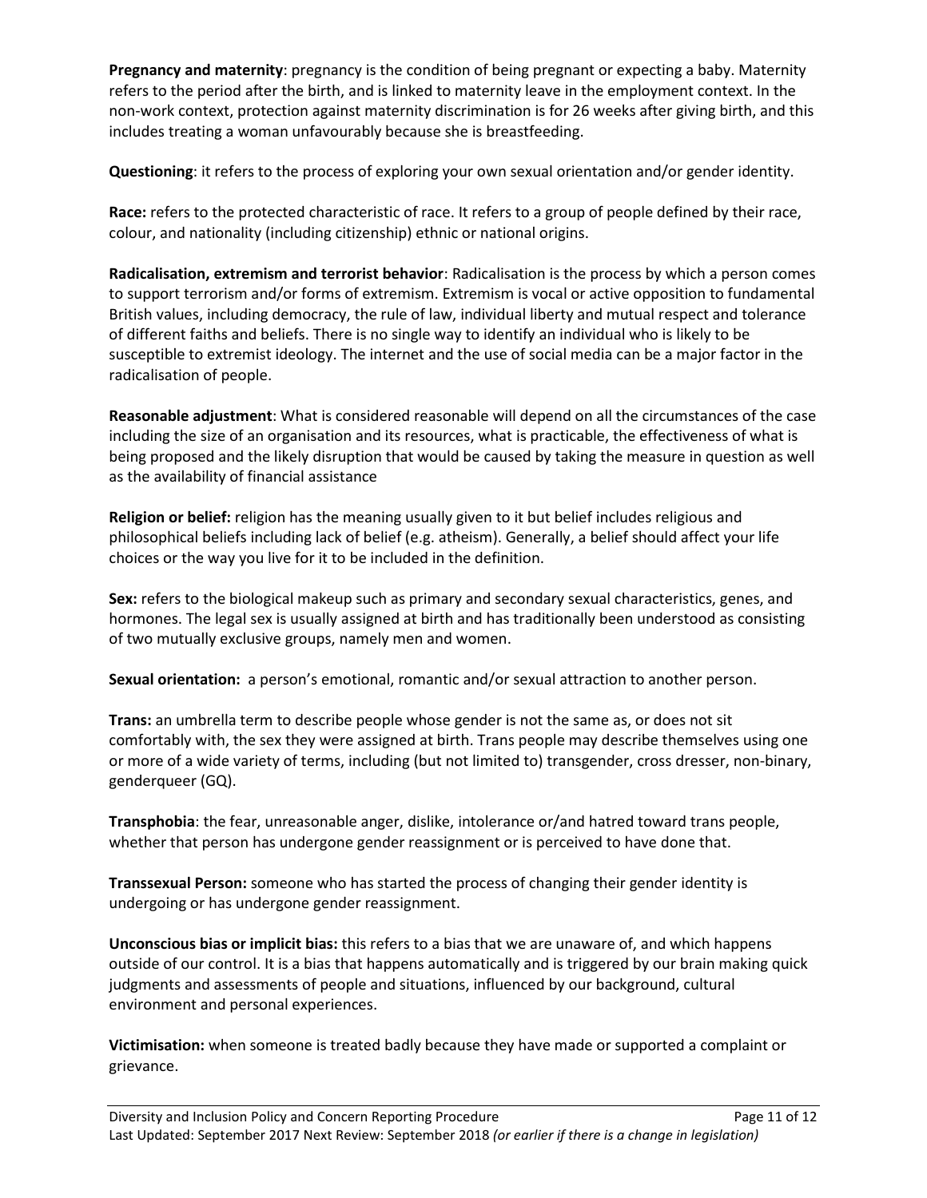**Pregnancy and maternity**: pregnancy is the condition of being pregnant or expecting a baby. Maternity refers to the period after the birth, and is linked to maternity leave in the employment context. In the non-work context, protection against maternity discrimination is for 26 weeks after giving birth, and this includes treating a woman unfavourably because she is breastfeeding.

**Questioning**: it refers to the process of exploring your own sexual orientation and/or gender identity.

**Race:** refers to the protected characteristic of race. It refers to a group of people defined by their race, colour, and nationality (including citizenship) ethnic or national origins.

**Radicalisation, extremism and terrorist behavior**: Radicalisation is the process by which a person comes to support terrorism and/or forms of extremism. Extremism is vocal or active opposition to fundamental British values, including democracy, the rule of law, individual liberty and mutual respect and tolerance of different faiths and beliefs. There is no single way to identify an individual who is likely to be susceptible to extremist ideology. The internet and the use of social media can be a major factor in the radicalisation of people.

**Reasonable adjustment**: What is considered reasonable will depend on all the circumstances of the case including the size of an organisation and its resources, what is practicable, the effectiveness of what is being proposed and the likely disruption that would be caused by taking the measure in question as well as the availability of financial assistance

**Religion or belief:** religion has the meaning usually given to it but belief includes religious and philosophical beliefs including lack of belief (e.g. atheism). Generally, a belief should affect your life choices or the way you live for it to be included in the definition.

**Sex:** refers to the biological makeup such as primary and secondary sexual characteristics, genes, and hormones. The legal sex is usually assigned at birth and has traditionally been understood as consisting of two mutually exclusive groups, namely men and women.

**Sexual orientation:** a person's emotional, romantic and/or sexual attraction to another person.

**Trans:** an umbrella term to describe people whose gender is not the same as, or does not sit comfortably with, the sex they were assigned at birth. Trans people may describe themselves using one or more of a wide variety of terms, including (but not limited to) transgender, cross dresser, non-binary, genderqueer (GQ).

**Transphobia**: the fear, unreasonable anger, dislike, intolerance or/and hatred toward trans people, whether that person has undergone gender reassignment or is perceived to have done that.

**Transsexual Person:** someone who has started the process of changing their gender identity is undergoing or has undergone gender reassignment.

**Unconscious bias or implicit bias:** this refers to a bias that we are unaware of, and which happens outside of our control. It is a bias that happens automatically and is triggered by our brain making quick judgments and assessments of people and situations, influenced by our background, cultural environment and personal experiences.

**Victimisation:** when someone is treated badly because they have made or supported a complaint or grievance.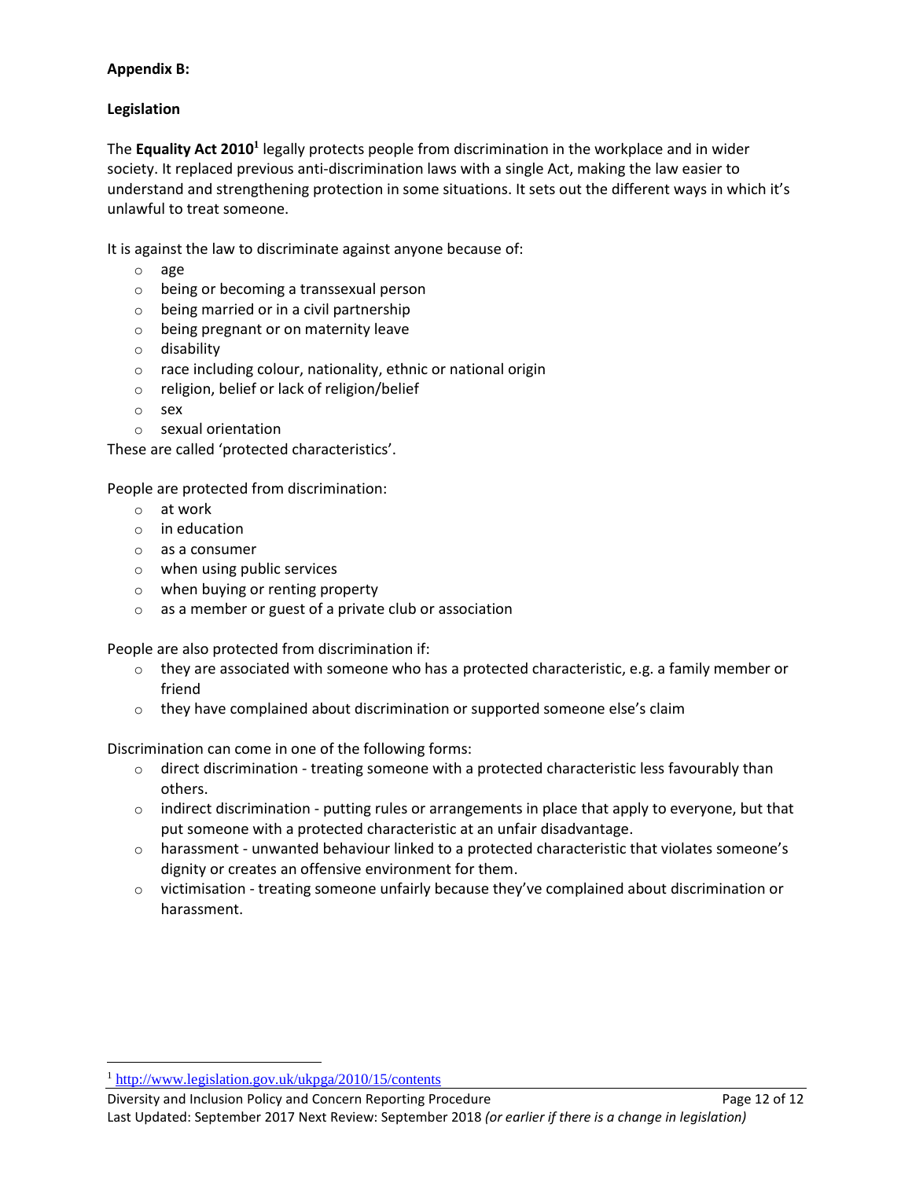**Appendix B:**

**Legislation**

The **Equality Act 2010**[1] legally protects people from discrimination in the workplace and in wider society. It replaced previous anti-discrimination laws with a single Act, making the law easier to understand and strengthening protection in some situations. It sets out the different ways in which it's unlawful to treat someone.

It is against the law to discriminate against anyone because of:

- age
- being or becoming a transsexual person
- being married or in a civil partnership
- being pregnant or on maternity leave
- disability
- race including colour, nationality, ethnic or national origin
- religion, belief or lack of religion/belief
- sex
- sexual orientation

These are called 'protected characteristics'.

People are protected from discrimination:

- at work
- in education
- as a consumer
- when using public services
- when buying or renting property
- as a member or guest of a private club or association

People are also protected from discrimination if:

- they are associated with someone who has a protected characteristic, e.g. a family member or friend
- they have complained about discrimination or supported someone else's claim

Discrimination can come in one of the following forms:

- direct discrimination - treating someone with a protected characteristic less favourably than others.
- indirect discrimination - putting rules or arrangements in place that apply to everyone, but that put someone with a protected characteristic at an unfair disadvantage.
- harassment - unwanted behaviour linked to a protected characteristic that violates someone's dignity or creates an offensive environment for them.
- victimisation - treating someone unfairly because they've complained about discrimination or harassment.

---

[1] http://www.legislation.gov.uk/ukpga/2010/15/contents